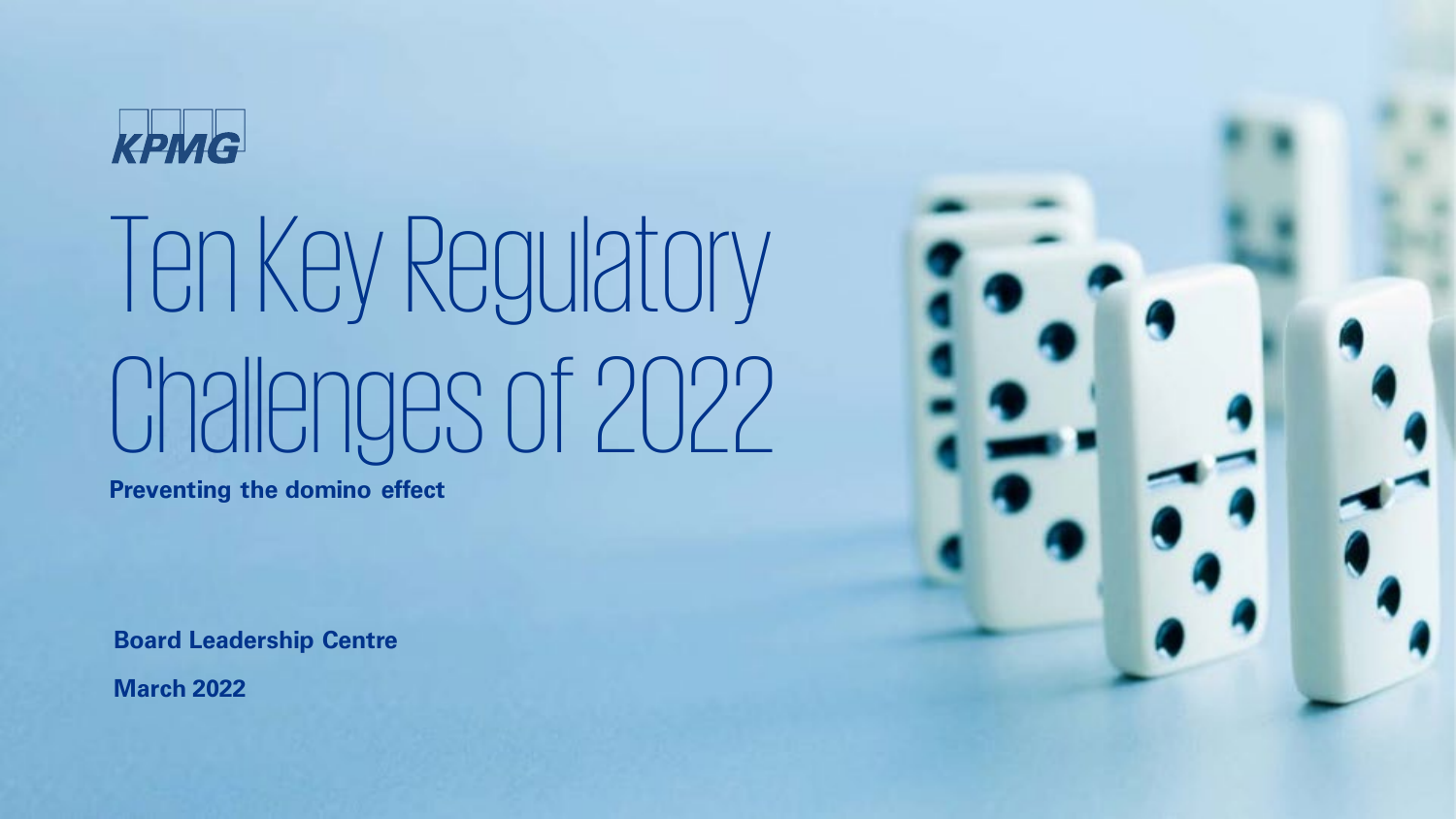KPMG

# Ten Key Regulatory Challenges of 2022

**Preventing the domino effect**

**Board Leadership Centre**

**March 2022**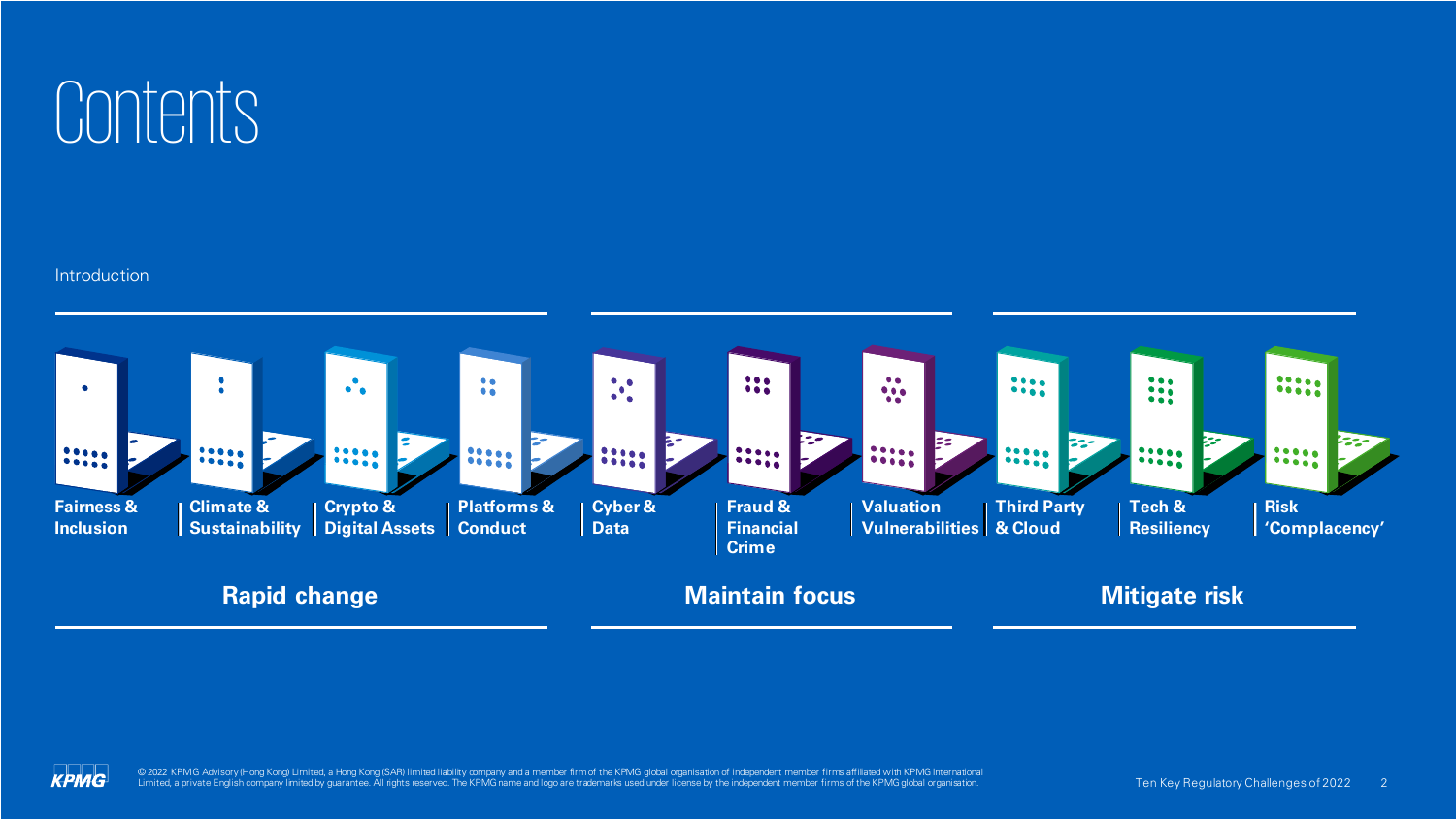# Contents

Introduction

## Rapid change

- Fairness & Inclusion
- Climate & Sustainability
- Crypto & Digital Assets
- Platforms & Conduct

## Maintain focus

- Cyber & Data
- Fraud & Financial Crime
- Valuation Vulnerabilities

## Mitigate risk

- Third Party & Cloud
- Tech & Resiliency
- Risk 'Complacency'

© 2022 KPMG Advisory (Hong Kong) Limited, a Hong Kong (SAR) limited liability company and a member firm of the KPMG global organisation of independent member firms affiliated with KPMG International Limited, a private English company limited by guarantee. All rights reserved. The KPMG name and logo are trademarks used under license by the independent member firms of the KPMG global organisation.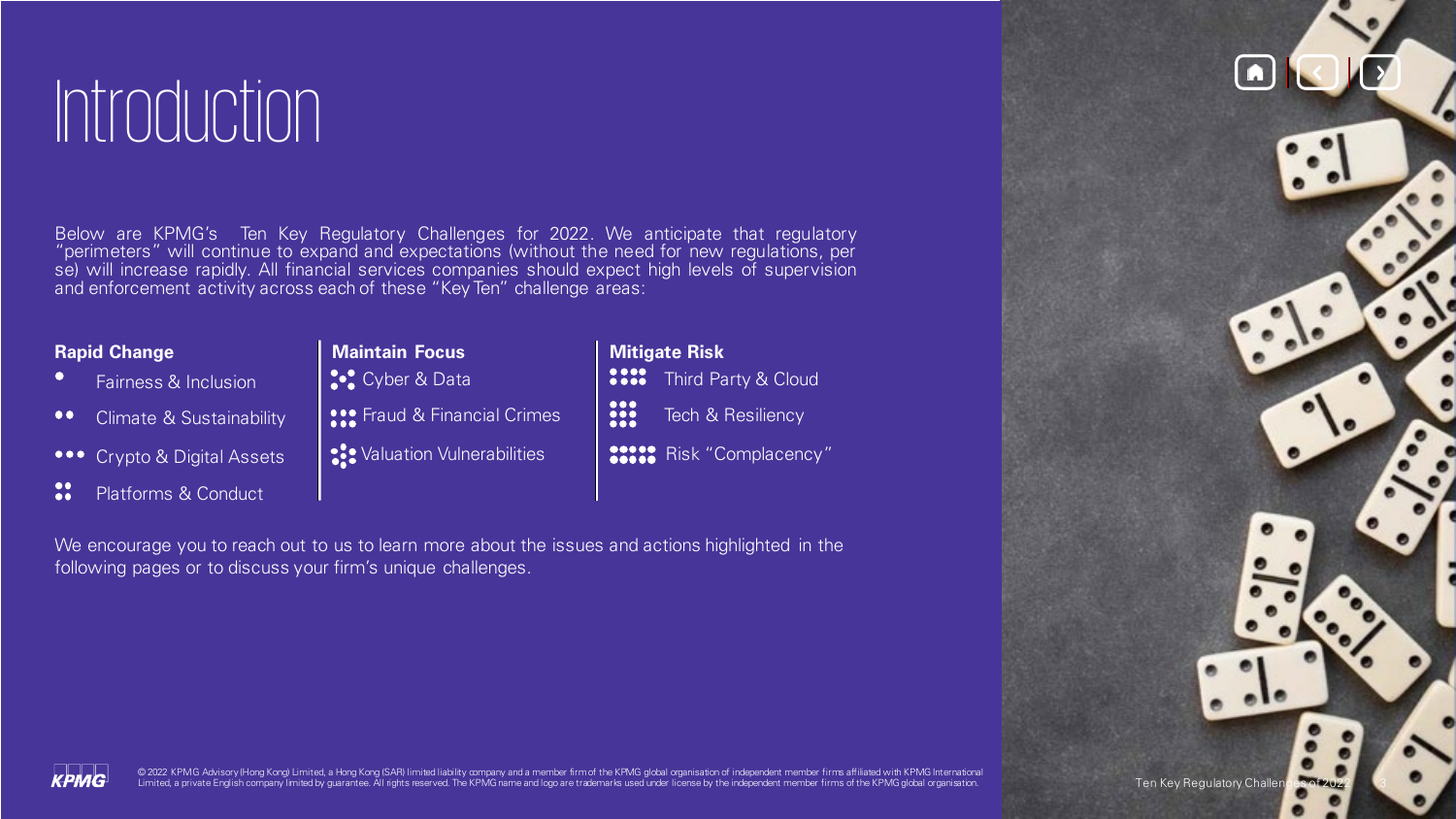# Introduction

Below are KPMG's Ten Key Regulatory Challenges for 2022. We anticipate that regulatory "perimeters" will continue to expand and expectations (without the need for new regulations, per se) will increase rapidly. All financial services companies should expect high levels of supervision and enforcement activity across each of these "Key Ten" challenge areas:

**Rapid Change**

- Fairness & Inclusion
- Climate & Sustainability
- Crypto & Digital Assets
- Platforms & Conduct

**Maintain Focus**

- Cyber & Data
- Fraud & Financial Crimes
- Valuation Vulnerabilities

**Mitigate Risk**

- Third Party & Cloud
- Tech & Resiliency
- Risk "Complacency"

We encourage you to reach out to us to learn more about the issues and actions highlighted in the following pages or to discuss your firm's unique challenges.

© 2022 KPMG Advisory (Hong Kong) Limited, a Hong Kong (SAR) limited liability company and a member firm of the KPMG global organisation of independent member firms affiliated with KPMG International Limited, a private English company limited by guarantee. All rights reserved. The KPMG name and logo are trademarks used under license by the independent member firms of the KPMG global organisation.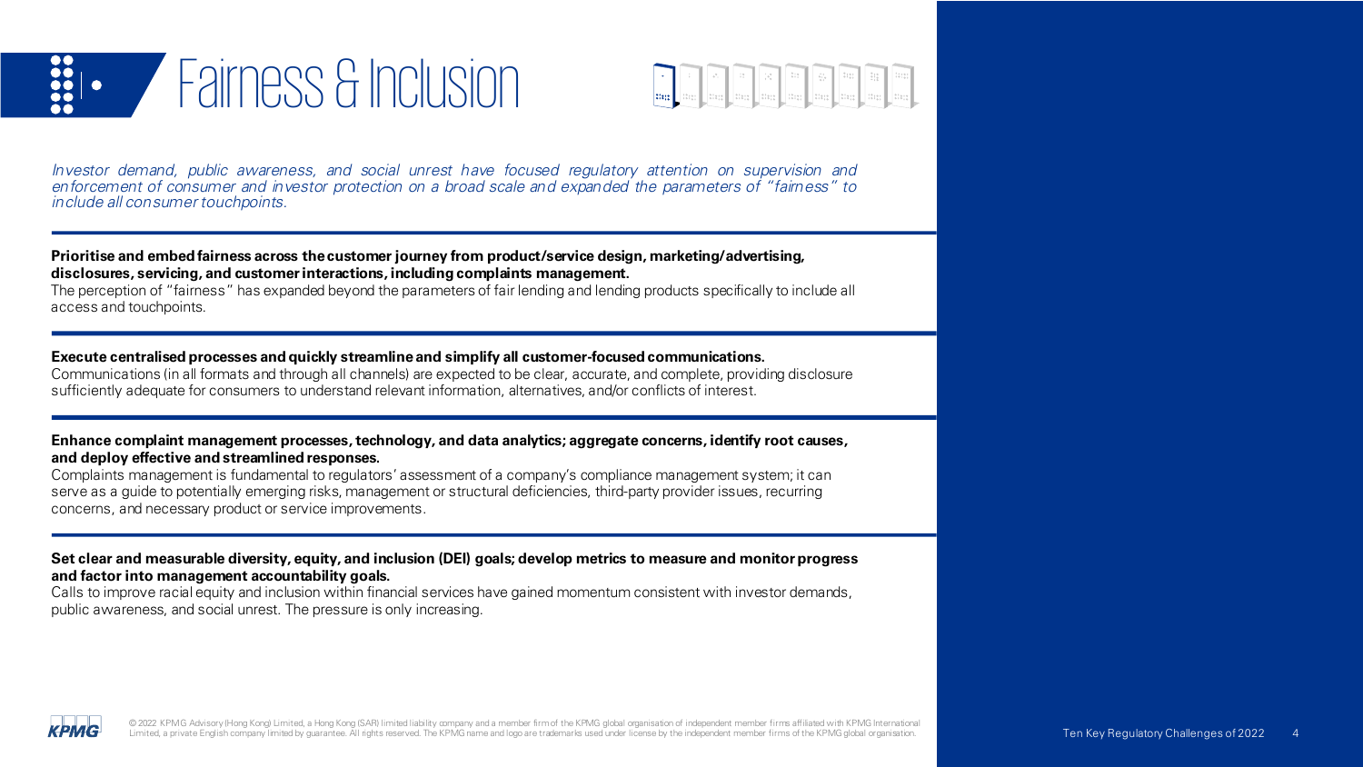# Fairness & Inclusion

*Investor demand, public awareness, and social unrest have focused regulatory attention on supervision and enforcement of consumer and investor protection on a broad scale and expanded the parameters of "fairness" to include all consumer touchpoints.*

**Prioritise and embed fairness across the customer journey from product/service design, marketing/advertising, disclosures, servicing, and customer interactions, including complaints management.**
The perception of "fairness" has expanded beyond the parameters of fair lending and lending products specifically to include all access and touchpoints.

**Execute centralised processes and quickly streamline and simplify all customer-focused communications.**
Communications (in all formats and through all channels) are expected to be clear, accurate, and complete, providing disclosure sufficiently adequate for consumers to understand relevant information, alternatives, and/or conflicts of interest.

**Enhance complaint management processes, technology, and data analytics; aggregate concerns, identify root causes, and deploy effective and streamlined responses.**
Complaints management is fundamental to regulators' assessment of a company's compliance management system; it can serve as a guide to potentially emerging risks, management or structural deficiencies, third-party provider issues, recurring concerns, and necessary product or service improvements.

**Set clear and measurable diversity, equity, and inclusion (DEI) goals; develop metrics to measure and monitor progress and factor into management accountability goals.**
Calls to improve racial equity and inclusion within financial services have gained momentum consistent with investor demands, public awareness, and social unrest. The pressure is only increasing.

© 2022 KPMG Advisory (Hong Kong) Limited, a Hong Kong (SAR) limited liability company and a member firm of the KPMG global organisation of independent member firms affiliated with KPMG International Limited, a private English company limited by guarantee. All rights reserved. The KPMG name and logo are trademarks used under license by the independent member firms of the KPMG global organisation.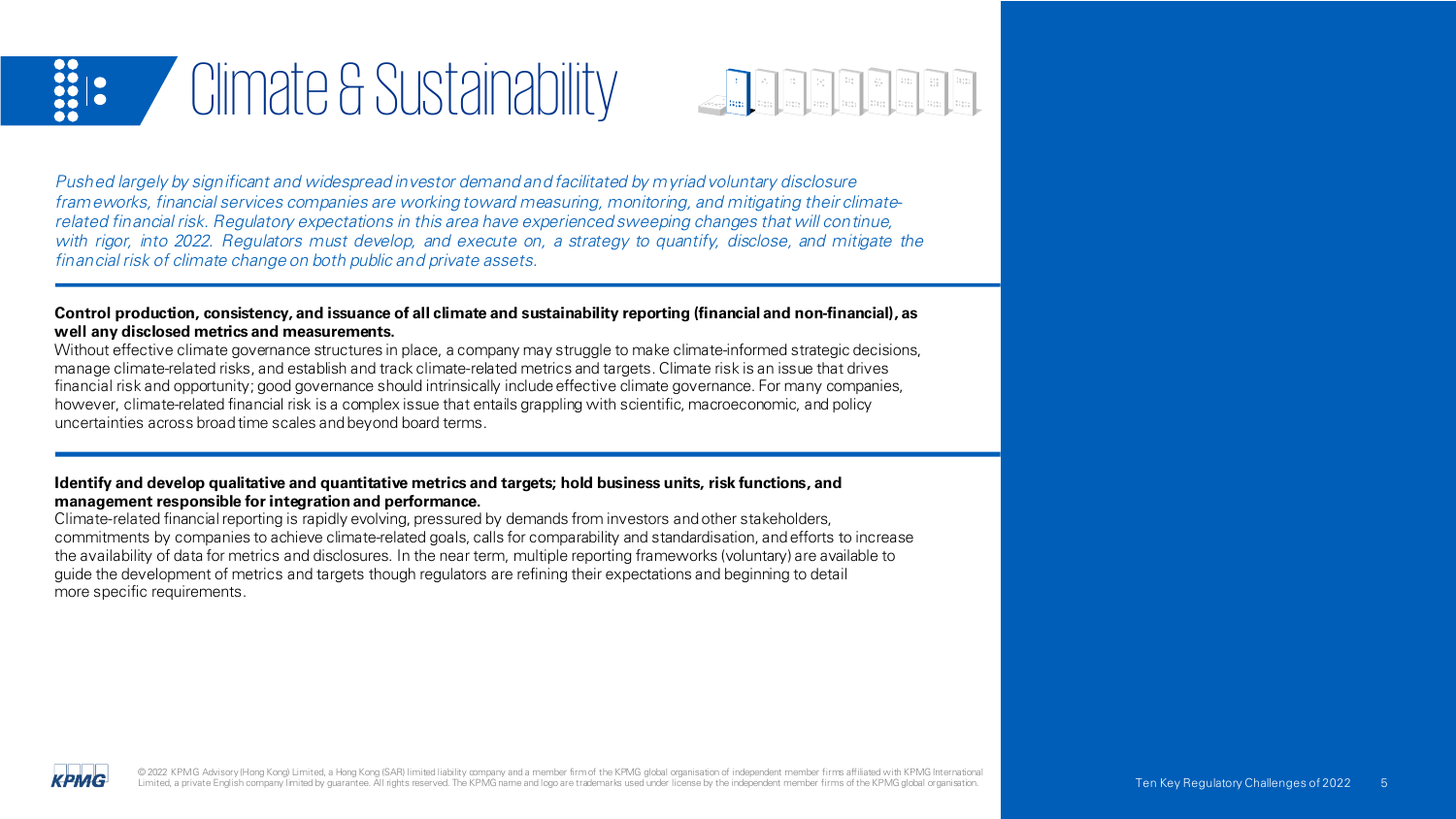# Climate & Sustainability

*Pushed largely by significant and widespread investor demand and facilitated by myriad voluntary disclosure frameworks, financial services companies are working toward measuring, monitoring, and mitigating their climate-related financial risk. Regulatory expectations in this area have experienced sweeping changes that will continue, with rigor, into 2022. Regulators must develop, and execute on, a strategy to quantify, disclose, and mitigate the financial risk of climate change on both public and private assets.*

**Control production, consistency, and issuance of all climate and sustainability reporting (financial and non-financial), as well any disclosed metrics and measurements.**

Without effective climate governance structures in place, a company may struggle to make climate-informed strategic decisions, manage climate-related risks, and establish and track climate-related metrics and targets. Climate risk is an issue that drives financial risk and opportunity; good governance should intrinsically include effective climate governance. For many companies, however, climate-related financial risk is a complex issue that entails grappling with scientific, macroeconomic, and policy uncertainties across broad time scales and beyond board terms.

**Identify and develop qualitative and quantitative metrics and targets; hold business units, risk functions, and management responsible for integration and performance.**

Climate-related financial reporting is rapidly evolving, pressured by demands from investors and other stakeholders, commitments by companies to achieve climate-related goals, calls for comparability and standardisation, and efforts to increase the availability of data for metrics and disclosures. In the near term, multiple reporting frameworks (voluntary) are available to guide the development of metrics and targets though regulators are refining their expectations and beginning to detail more specific requirements.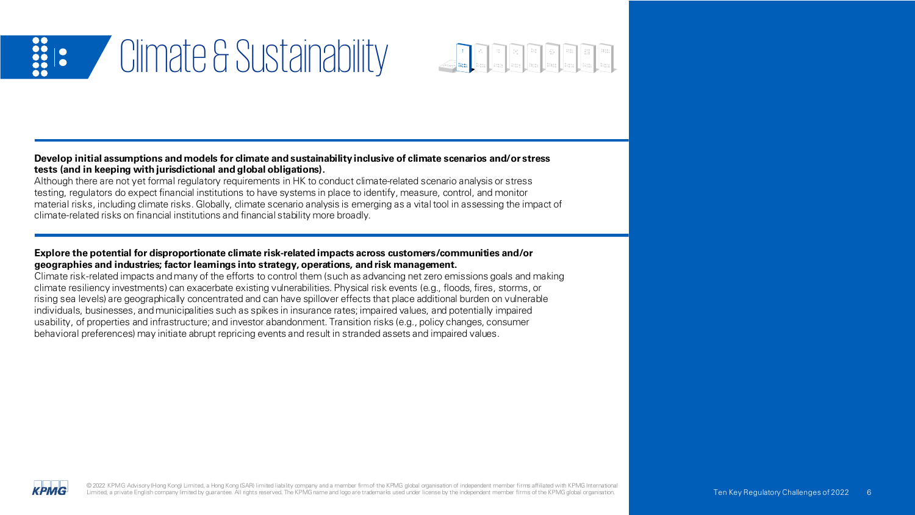# Climate & Sustainability

**Develop initial assumptions and models for climate and sustainability inclusive of climate scenarios and/or stress tests (and in keeping with jurisdictional and global obligations).**

Although there are not yet formal regulatory requirements in HK to conduct climate-related scenario analysis or stress testing, regulators do expect financial institutions to have systems in place to identify, measure, control, and monitor material risks, including climate risks. Globally, climate scenario analysis is emerging as a vital tool in assessing the impact of climate-related risks on financial institutions and financial stability more broadly.

**Explore the potential for disproportionate climate risk-related impacts across customers/communities and/or geographies and industries; factor learnings into strategy, operations, and risk management.**

Climate risk-related impacts and many of the efforts to control them (such as advancing net zero emissions goals and making climate resiliency investments) can exacerbate existing vulnerabilities. Physical risk events (e.g., floods, fires, storms, or rising sea levels) are geographically concentrated and can have spillover effects that place additional burden on vulnerable individuals, businesses, and municipalities such as spikes in insurance rates; impaired values, and potentially impaired usability, of properties and infrastructure; and investor abandonment. Transition risks (e.g., policy changes, consumer behavioral preferences) may initiate abrupt repricing events and result in stranded assets and impaired values.

© 2022 KPMG Advisory (Hong Kong) Limited, a Hong Kong (SAR) limited liability company and a member firm of the KPMG global organisation of independent member firms affiliated with KPMG International Limited, a private English company limited by guarantee. All rights reserved. The KPMG name and logo are trademarks used under license by the independent member firms of the KPMG global organisation.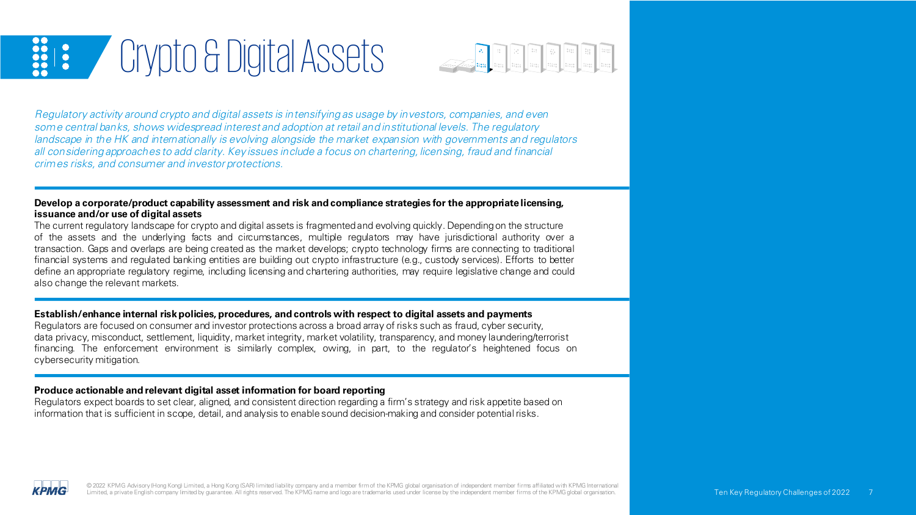# Crypto & Digital Assets

*Regulatory activity around crypto and digital assets is intensifying as usage by investors, companies, and even some central banks, shows widespread interest and adoption at retail and institutional levels. The regulatory landscape in the HK and internationally is evolving alongside the market expansion with governments and regulators all considering approaches to add clarity. Key issues include a focus on chartering, licensing, fraud and financial crimes risks, and consumer and investor protections.*

**Develop a corporate/product capability assessment and risk and compliance strategies for the appropriate licensing, issuance and/or use of digital assets**

The current regulatory landscape for crypto and digital assets is fragmented and evolving quickly. Depending on the structure of the assets and the underlying facts and circumstances, multiple regulators may have jurisdictional authority over a transaction. Gaps and overlaps are being created as the market develops; crypto technology firms are connecting to traditional financial systems and regulated banking entities are building out crypto infrastructure (e.g., custody services). Efforts to better define an appropriate regulatory regime, including licensing and chartering authorities, may require legislative change and could also change the relevant markets.

**Establish/enhance internal risk policies, procedures, and controls with respect to digital assets and payments**

Regulators are focused on consumer and investor protections across a broad array of risks such as fraud, cyber security, data privacy, misconduct, settlement, liquidity, market integrity, market volatility, transparency, and money laundering/terrorist financing. The enforcement environment is similarly complex, owing, in part, to the regulator's heightened focus on cybersecurity mitigation.

**Produce actionable and relevant digital asset information for board reporting**

Regulators expect boards to set clear, aligned, and consistent direction regarding a firm's strategy and risk appetite based on information that is sufficient in scope, detail, and analysis to enable sound decision-making and consider potential risks.

© 2022 KPMG Advisory (Hong Kong) Limited, a Hong Kong (SAR) limited liability company and a member firm of the KPMG global organisation of independent member firms affiliated with KPMG International Limited, a private English company limited by guarantee. All rights reserved. The KPMG name and logo are trademarks used under license by the independent member firms of the KPMG global organisation.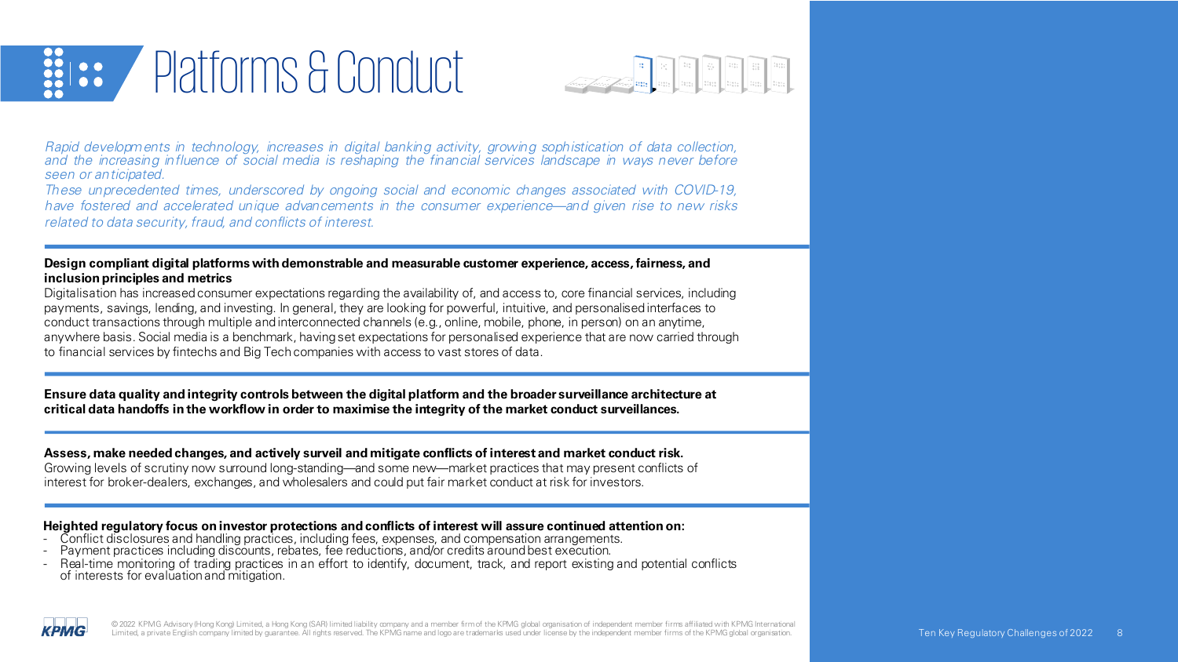# Platforms & Conduct

*Rapid developments in technology, increases in digital banking activity, growing sophistication of data collection, and the increasing influence of social media is reshaping the financial services landscape in ways never before seen or anticipated.*
*These unprecedented times, underscored by ongoing social and economic changes associated with COVID-19, have fostered and accelerated unique advancements in the consumer experience—and given rise to new risks related to data security, fraud, and conflicts of interest.*

**Design compliant digital platforms with demonstrable and measurable customer experience, access, fairness, and inclusion principles and metrics**
Digitalisation has increased consumer expectations regarding the availability of, and access to, core financial services, including payments, savings, lending, and investing. In general, they are looking for powerful, intuitive, and personalised interfaces to conduct transactions through multiple and interconnected channels (e.g., online, mobile, phone, in person) on an anytime, anywhere basis. Social media is a benchmark, having set expectations for personalised experience that are now carried through to financial services by fintechs and Big Tech companies with access to vast stores of data.

**Ensure data quality and integrity controls between the digital platform and the broader surveillance architecture at critical data handoffs in the workflow in order to maximise the integrity of the market conduct surveillances.**

**Assess, make needed changes, and actively surveil and mitigate conflicts of interest and market conduct risk.**
Growing levels of scrutiny now surround long-standing—and some new—market practices that may present conflicts of interest for broker-dealers, exchanges, and wholesalers and could put fair market conduct at risk for investors.

**Heighted regulatory focus on investor protections and conflicts of interest will assure continued attention on:**
- Conflict disclosures and handling practices, including fees, expenses, and compensation arrangements.
- Payment practices including discounts, rebates, fee reductions, and/or credits around best execution.
- Real-time monitoring of trading practices in an effort to identify, document, track, and report existing and potential conflicts of interests for evaluation and mitigation.

© 2022 KPMG Advisory (Hong Kong) Limited, a Hong Kong (SAR) limited liability company and a member firm of the KPMG global organisation of independent member firms affiliated with KPMG International Limited, a private English company limited by guarantee. All rights reserved. The KPMG name and logo are trademarks used under license by the independent member firms of the KPMG global organisation.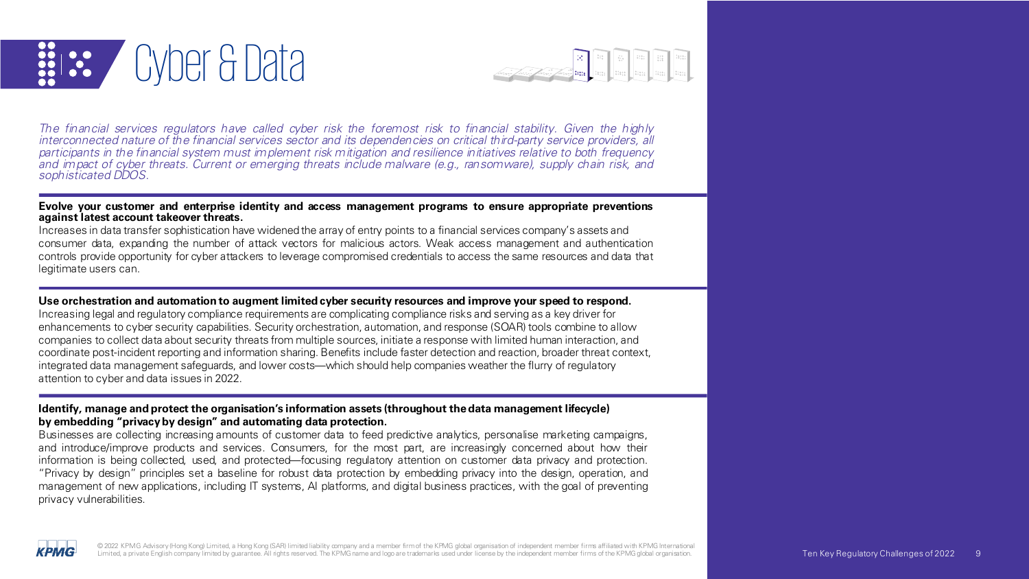# Cyber & Data

*The financial services regulators have called cyber risk the foremost risk to financial stability. Given the highly interconnected nature of the financial services sector and its dependencies on critical third-party service providers, all participants in the financial system must implement risk mitigation and resilience initiatives relative to both frequency and impact of cyber threats. Current or emerging threats include malware (e.g., ransomware), supply chain risk, and sophisticated DDOS.*

**Evolve your customer and enterprise identity and access management programs to ensure appropriate preventions against latest account takeover threats.**

Increases in data transfer sophistication have widened the array of entry points to a financial services company's assets and consumer data, expanding the number of attack vectors for malicious actors. Weak access management and authentication controls provide opportunity for cyber attackers to leverage compromised credentials to access the same resources and data that legitimate users can.

**Use orchestration and automation to augment limited cyber security resources and improve your speed to respond.**

Increasing legal and regulatory compliance requirements are complicating compliance risks and serving as a key driver for enhancements to cyber security capabilities. Security orchestration, automation, and response (SOAR) tools combine to allow companies to collect data about security threats from multiple sources, initiate a response with limited human interaction, and coordinate post-incident reporting and information sharing. Benefits include faster detection and reaction, broader threat context, integrated data management safeguards, and lower costs—which should help companies weather the flurry of regulatory attention to cyber and data issues in 2022.

**Identify, manage and protect the organisation's information assets (throughout the data management lifecycle) by embedding "privacy by design" and automating data protection.**

Businesses are collecting increasing amounts of customer data to feed predictive analytics, personalise marketing campaigns, and introduce/improve products and services. Consumers, for the most part, are increasingly concerned about how their information is being collected, used, and protected—focusing regulatory attention on customer data privacy and protection. "Privacy by design" principles set a baseline for robust data protection by embedding privacy into the design, operation, and management of new applications, including IT systems, AI platforms, and digital business practices, with the goal of preventing privacy vulnerabilities.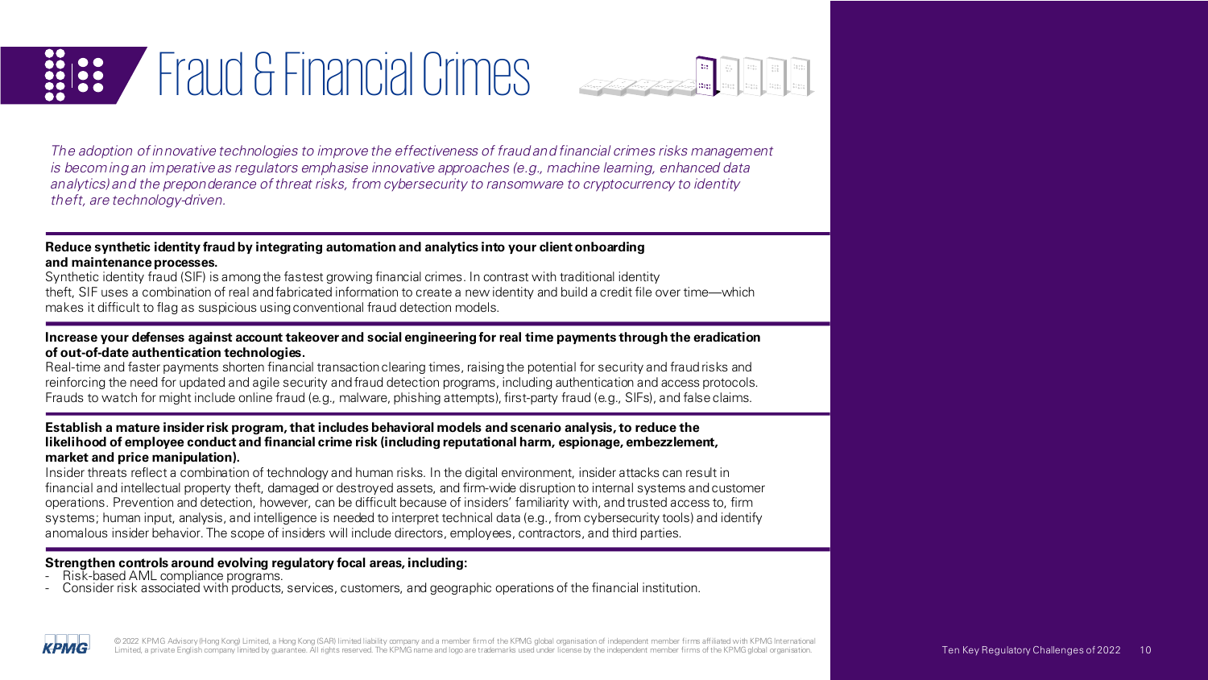# Fraud & Financial Crimes

*The adoption of innovative technologies to improve the effectiveness of fraud and financial crimes risks management is becoming an imperative as regulators emphasise innovative approaches (e.g., machine learning, enhanced data analytics) and the preponderance of threat risks, from cybersecurity to ransomware to cryptocurrency to identity theft, are technology-driven.*

**Reduce synthetic identity fraud by integrating automation and analytics into your client onboarding and maintenance processes.**

Synthetic identity fraud (SIF) is among the fastest growing financial crimes. In contrast with traditional identity theft, SIF uses a combination of real and fabricated information to create a new identity and build a credit file over time—which makes it difficult to flag as suspicious using conventional fraud detection models.

**Increase your defenses against account takeover and social engineering for real time payments through the eradication of out-of-date authentication technologies.**

Real-time and faster payments shorten financial transaction clearing times, raising the potential for security and fraud risks and reinforcing the need for updated and agile security and fraud detection programs, including authentication and access protocols. Frauds to watch for might include online fraud (e.g., malware, phishing attempts), first-party fraud (e.g., SIFs), and false claims.

**Establish a mature insider risk program, that includes behavioral models and scenario analysis, to reduce the likelihood of employee conduct and financial crime risk (including reputational harm, espionage, embezzlement, market and price manipulation).**

Insider threats reflect a combination of technology and human risks. In the digital environment, insider attacks can result in financial and intellectual property theft, damaged or destroyed assets, and firm-wide disruption to internal systems and customer operations. Prevention and detection, however, can be difficult because of insiders' familiarity with, and trusted access to, firm systems; human input, analysis, and intelligence is needed to interpret technical data (e.g., from cybersecurity tools) and identify anomalous insider behavior. The scope of insiders will include directors, employees, contractors, and third parties.

**Strengthen controls around evolving regulatory focal areas, including:**

- Risk-based AML compliance programs.
- Consider risk associated with products, services, customers, and geographic operations of the financial institution.

© 2022 KPMG Advisory (Hong Kong) Limited, a Hong Kong (SAR) limited liability company and a member firm of the KPMG global organisation of independent member firms affiliated with KPMG International Limited, a private English company limited by guarantee. All rights reserved. The KPMG name and logo are trademarks used under license by the independent member firms of the KPMG global organisation.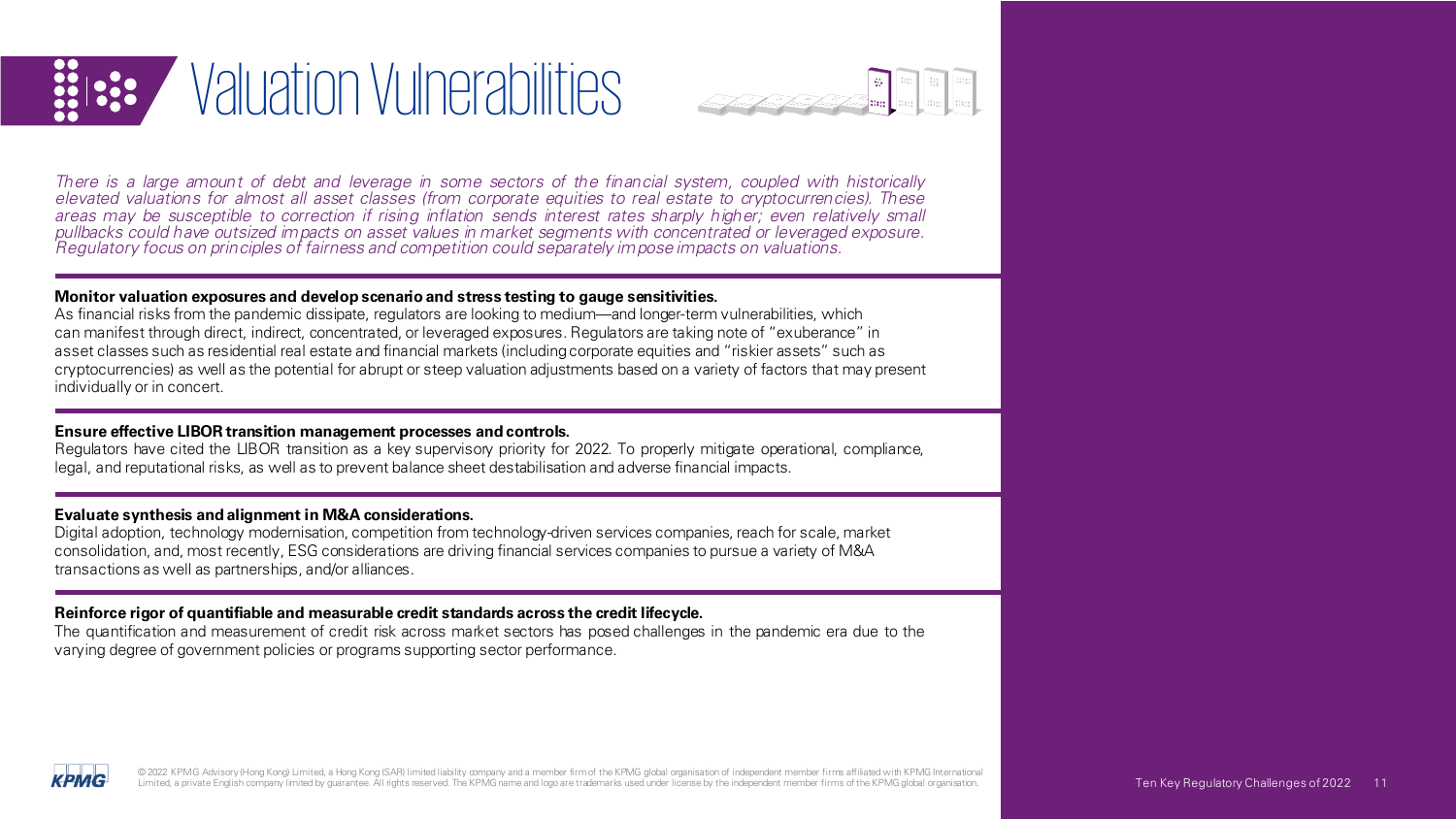# Valuation Vulnerabilities

*There is a large amount of debt and leverage in some sectors of the financial system, coupled with historically elevated valuations for almost all asset classes (from corporate equities to real estate to cryptocurrencies). These areas may be susceptible to correction if rising inflation sends interest rates sharply higher; even relatively small pullbacks could have outsized impacts on asset values in market segments with concentrated or leveraged exposure. Regulatory focus on principles of fairness and competition could separately impose impacts on valuations.*

**Monitor valuation exposures and develop scenario and stress testing to gauge sensitivities.**
As financial risks from the pandemic dissipate, regulators are looking to medium—and longer-term vulnerabilities, which can manifest through direct, indirect, concentrated, or leveraged exposures. Regulators are taking note of "exuberance" in asset classes such as residential real estate and financial markets (including corporate equities and "riskier assets" such as cryptocurrencies) as well as the potential for abrupt or steep valuation adjustments based on a variety of factors that may present individually or in concert.

**Ensure effective LIBOR transition management processes and controls.**
Regulators have cited the LIBOR transition as a key supervisory priority for 2022. To properly mitigate operational, compliance, legal, and reputational risks, as well as to prevent balance sheet destabilisation and adverse financial impacts.

**Evaluate synthesis and alignment in M&A considerations.**
Digital adoption, technology modernisation, competition from technology-driven services companies, reach for scale, market consolidation, and, most recently, ESG considerations are driving financial services companies to pursue a variety of M&A transactions as well as partnerships, and/or alliances.

**Reinforce rigor of quantifiable and measurable credit standards across the credit lifecycle.**
The quantification and measurement of credit risk across market sectors has posed challenges in the pandemic era due to the varying degree of government policies or programs supporting sector performance.

© 2022 KPMG Advisory (Hong Kong) Limited, a Hong Kong (SAR) limited liability company and a member firm of the KPMG global organisation of independent member firms affiliated with KPMG International Limited, a private English company limited by guarantee. All rights reserved. The KPMG name and logo are trademarks used under license by the independent member firms of the KPMG global organisation.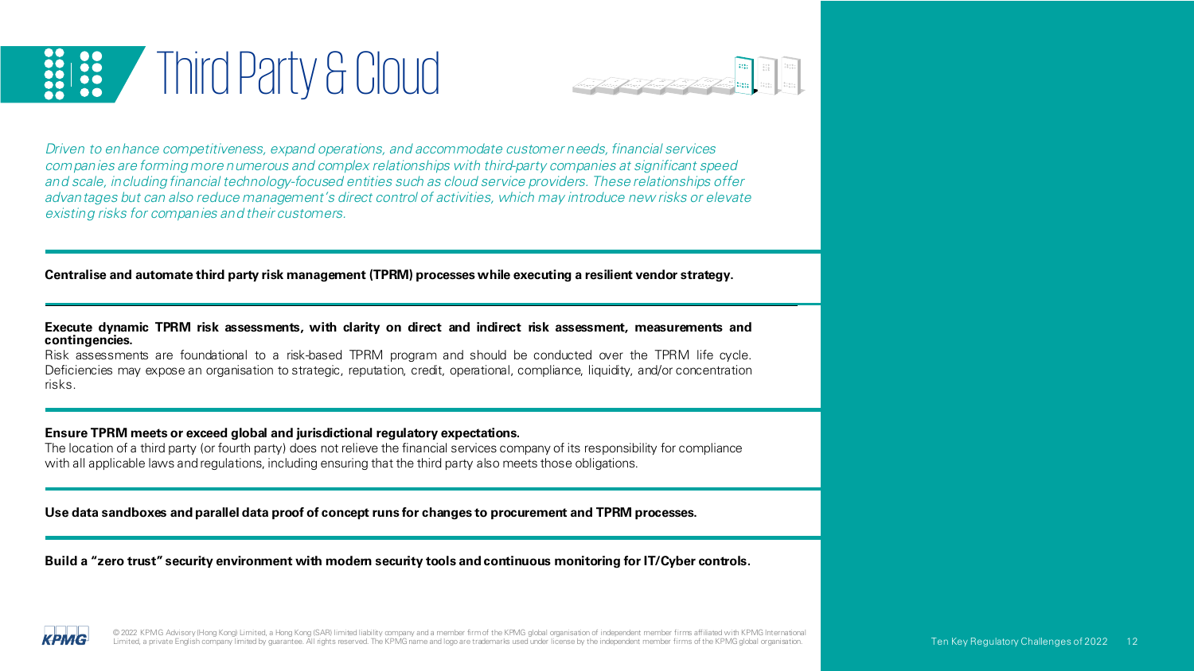# Third Party & Cloud

*Driven to enhance competitiveness, expand operations, and accommodate customer needs, financial services companies are forming more numerous and complex relationships with third-party companies at significant speed and scale, including financial technology-focused entities such as cloud service providers. These relationships offer advantages but can also reduce management's direct control of activities, which may introduce new risks or elevate existing risks for companies and their customers.*

**Centralise and automate third party risk management (TPRM) processes while executing a resilient vendor strategy.**

**Execute dynamic TPRM risk assessments, with clarity on direct and indirect risk assessment, measurements and contingencies.**
Risk assessments are foundational to a risk-based TPRM program and should be conducted over the TPRM life cycle. Deficiencies may expose an organisation to strategic, reputation, credit, operational, compliance, liquidity, and/or concentration risks.

**Ensure TPRM meets or exceed global and jurisdictional regulatory expectations.**
The location of a third party (or fourth party) does not relieve the financial services company of its responsibility for compliance with all applicable laws and regulations, including ensuring that the third party also meets those obligations.

**Use data sandboxes and parallel data proof of concept runs for changes to procurement and TPRM processes.**

**Build a "zero trust" security environment with modern security tools and continuous monitoring for IT/Cyber controls.**

© 2022 KPMG Advisory (Hong Kong) Limited, a Hong Kong (SAR) limited liability company and a member firm of the KPMG global organisation of independent member firms affiliated with KPMG International Limited, a private English company limited by guarantee. All rights reserved. The KPMG name and logo are trademarks used under license by the independent member firms of the KPMG global organisation.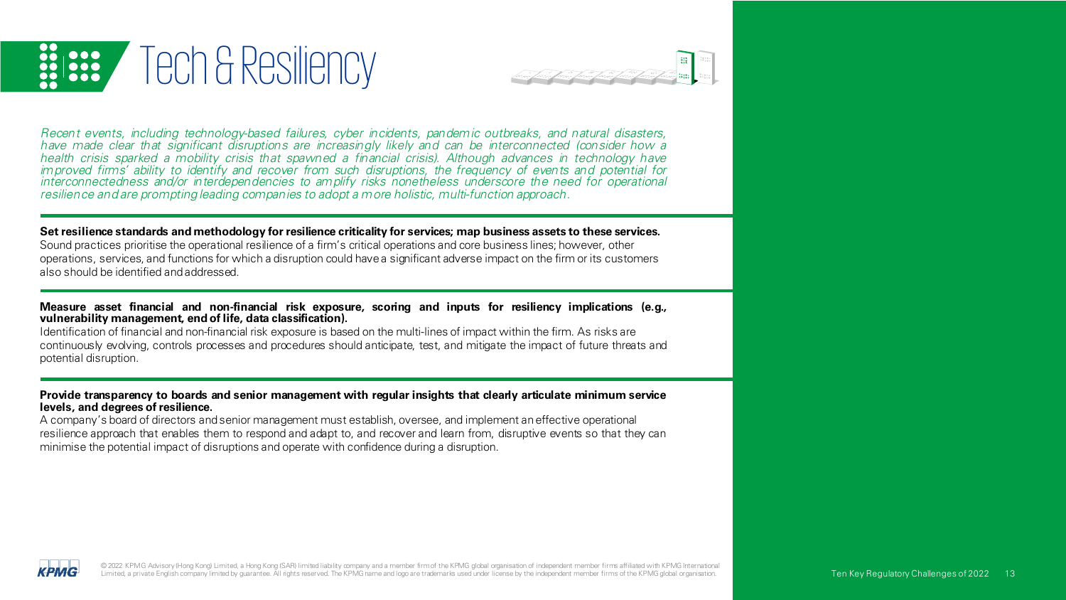# Tech & Resiliency

*Recent events, including technology-based failures, cyber incidents, pandemic outbreaks, and natural disasters, have made clear that significant disruptions are increasingly likely and can be interconnected (consider how a health crisis sparked a mobility crisis that spawned a financial crisis). Although advances in technology have improved firms' ability to identify and recover from such disruptions, the frequency of events and potential for interconnectedness and/or interdependencies to amplify risks nonetheless underscore the need for operational resilience and are prompting leading companies to adopt a more holistic, multi-function approach.*

**Set resilience standards and methodology for resilience criticality for services; map business assets to these services.**
Sound practices prioritise the operational resilience of a firm's critical operations and core business lines; however, other operations, services, and functions for which a disruption could have a significant adverse impact on the firm or its customers also should be identified and addressed.

**Measure asset financial and non-financial risk exposure, scoring and inputs for resiliency implications (e.g., vulnerability management, end of life, data classification).**
Identification of financial and non-financial risk exposure is based on the multi-lines of impact within the firm. As risks are continuously evolving, controls processes and procedures should anticipate, test, and mitigate the impact of future threats and potential disruption.

**Provide transparency to boards and senior management with regular insights that clearly articulate minimum service levels, and degrees of resilience.**
A company's board of directors and senior management must establish, oversee, and implement an effective operational resilience approach that enables them to respond and adapt to, and recover and learn from, disruptive events so that they can minimise the potential impact of disruptions and operate with confidence during a disruption.

© 2022 KPMG Advisory (Hong Kong) Limited, a Hong Kong (SAR) limited liability company and a member firm of the KPMG global organisation of independent member firms affiliated with KPMG International Limited, a private English company limited by guarantee. All rights reserved. The KPMG name and logo are trademarks used under license by the independent member firms of the KPMG global organisation.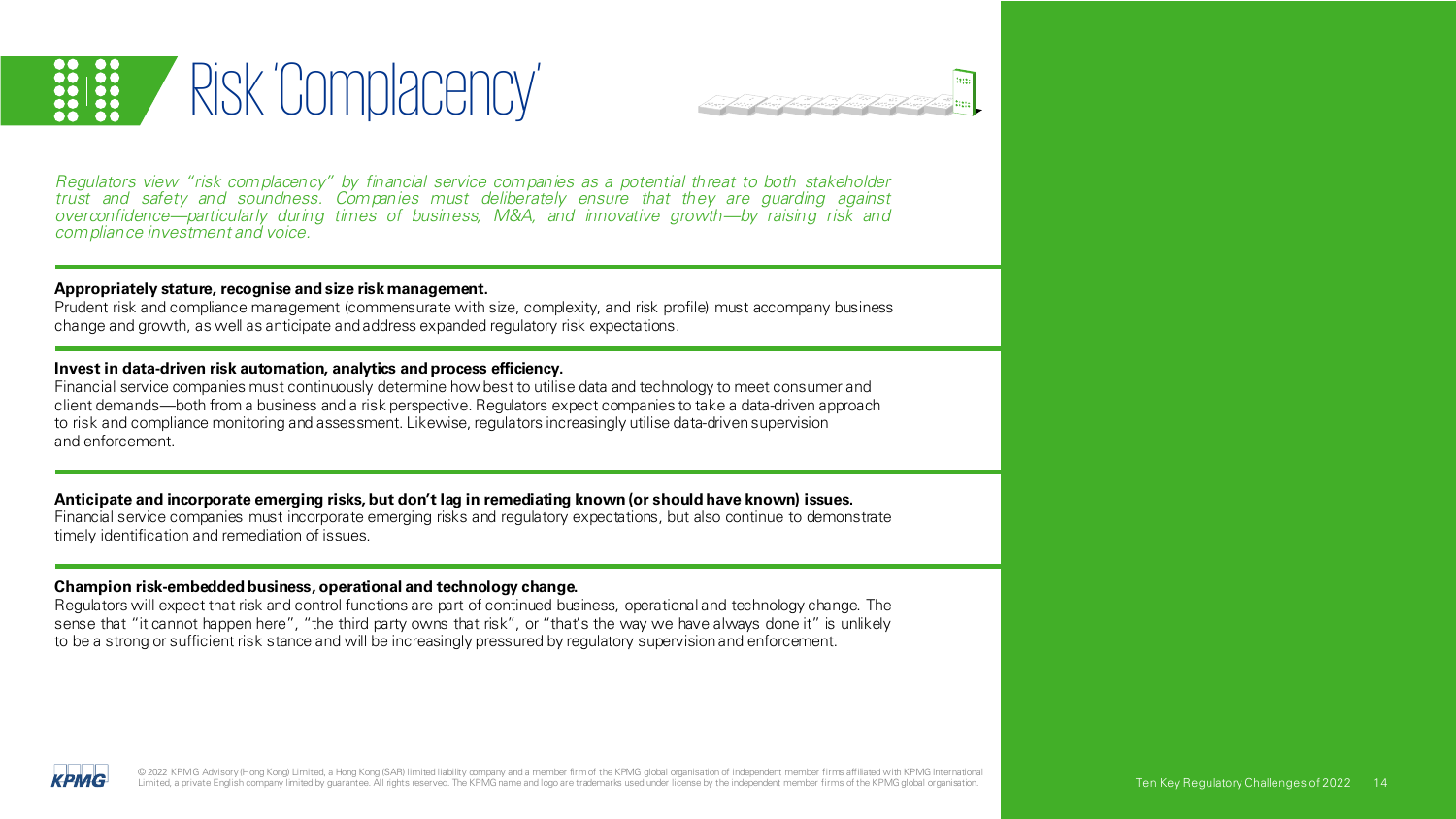# Risk 'Complacency'

*Regulators view "risk complacency" by financial service companies as a potential threat to both stakeholder trust and safety and soundness. Companies must deliberately ensure that they are guarding against overconfidence—particularly during times of business, M&A, and innovative growth—by raising risk and compliance investment and voice.*

**Appropriately stature, recognise and size risk management.**
Prudent risk and compliance management (commensurate with size, complexity, and risk profile) must accompany business change and growth, as well as anticipate and address expanded regulatory risk expectations.

**Invest in data-driven risk automation, analytics and process efficiency.**
Financial service companies must continuously determine how best to utilise data and technology to meet consumer and client demands—both from a business and a risk perspective. Regulators expect companies to take a data-driven approach to risk and compliance monitoring and assessment. Likewise, regulators increasingly utilise data-driven supervision and enforcement.

**Anticipate and incorporate emerging risks, but don't lag in remediating known (or should have known) issues.**
Financial service companies must incorporate emerging risks and regulatory expectations, but also continue to demonstrate timely identification and remediation of issues.

**Champion risk-embedded business, operational and technology change.**
Regulators will expect that risk and control functions are part of continued business, operational and technology change. The sense that "it cannot happen here", "the third party owns that risk", or "that's the way we have always done it" is unlikely to be a strong or sufficient risk stance and will be increasingly pressured by regulatory supervision and enforcement.

© 2022 KPMG Advisory (Hong Kong) Limited, a Hong Kong (SAR) limited liability company and a member firm of the KPMG global organisation of independent member firms affiliated with KPMG International Limited, a private English company limited by guarantee. All rights reserved. The KPMG name and logo are trademarks used under license by the independent member firms of the KPMG global organisation.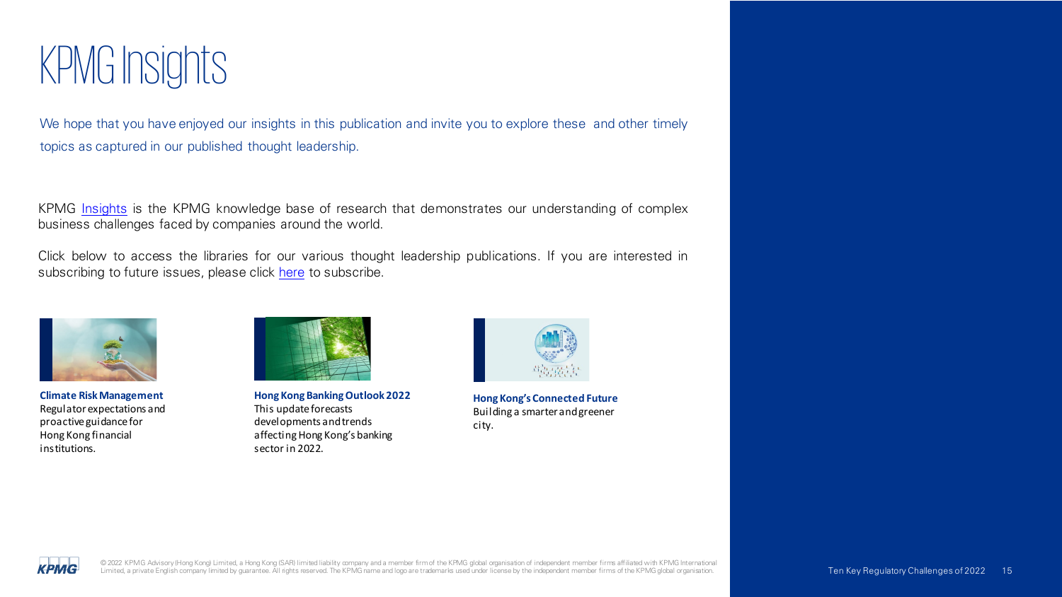# KPMG Insights

We hope that you have enjoyed our insights in this publication and invite you to explore these and other timely topics as captured in our published thought leadership.

KPMG Insights is the KPMG knowledge base of research that demonstrates our understanding of complex business challenges faced by companies around the world.

Click below to access the libraries for our various thought leadership publications. If you are interested in subscribing to future issues, please click here to subscribe.

**Climate Risk Management**
Regulator expectations and proactive guidance for Hong Kong financial institutions.

**Hong Kong Banking Outlook 2022**
This update forecasts developments and trends affecting Hong Kong's banking sector in 2022.

**Hong Kong's Connected Future**
Building a smarter and greener city.

© 2022 KPMG Advisory (Hong Kong) Limited, a Hong Kong (SAR) limited liability company and a member firm of the KPMG global organisation of independent member firms affiliated with KPMG International Limited, a private English company limited by guarantee. All rights reserved. The KPMG name and logo are trademarks used under license by the independent member firms of the KPMG global organisation.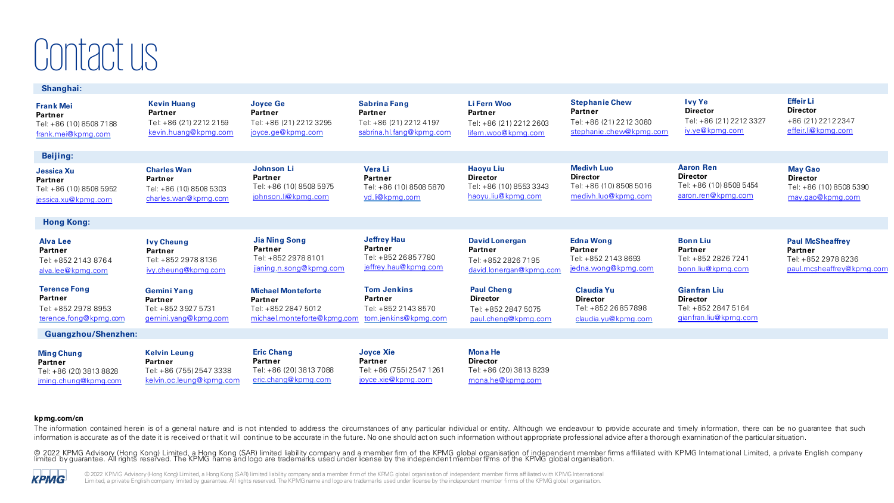# Contact us

## Shanghai:

**Frank Mei**
**Partner**
Tel: +86 (10) 8508 7188
frank.mei@kpmg.com

**Kevin Huang**
**Partner**
Tel: +86 (21) 2212 2159
kevin.huang@kpmg.com

**Joyce Ge**
**Partner**
Tel: +86 (21) 2212 3295
joyce.ge@kpmg.com

**Sabrina Fang**
**Partner**
Tel: +86 (21) 2212 4197
sabrina.hl.fang@kpmg.com

**Li Fern Woo**
**Partner**
Tel: +86 (21) 2212 2603
lifern.woo@kpmg.com

**Stephanie Chew**
**Partner**
Tel: +86 (21) 2212 3080
stephanie.chew@kpmg.com

**Ivy Ye**
**Director**
Tel: +86 (21) 2212 3327
iy.ye@kpmg.com

**Effeir Li**
**Director**
+86 (21) 2212 2347
effeir.li@kpmg.com

## Beijing:

**Jessica Xu**
**Partner**
Tel: +86 (10) 8508 5952
jessica.xu@kpmg.com

**Charles Wan**
**Partner**
Tel: +86 (10) 8508 5303
charles.wan@kpmg.com

**Johnson Li**
**Partner**
Tel: +86 (10) 8508 5975
johnson.li@kpmg.com

**Vera Li**
**Partner**
Tel: +86 (10) 8508 5870
vd.li@kpmg.com

**Haoyu Liu**
**Director**
Tel: +86 (10) 8553 3343
haoyu.liu@kpmg.com

**Medivh Luo**
**Director**
Tel: +86 (10) 8508 5016
medivh.luo@kpmg.com

**Aaron Ren**
**Director**
Tel: +86 (10) 8508 5454
aaron.ren@kpmg.com

**May Gao**
**Director**
Tel: +86 (10) 8508 5390
may.gao@kpmg.com

## Hong Kong:

**Alva Lee**
**Partner**
Tel: +852 2143 8764
alva.lee@kpmg.com

**Ivy Cheung**
**Partner**
Tel: +852 2978 8136
ivy.cheung@kpmg.com

**Jia Ning Song**
**Partner**
Tel: +852 2978 8101
jianing.n.song@kpmg.com

**Jeffrey Hau**
**Partner**
Tel: +852 2685 7780
jeffrey.hau@kpmg.com

**David Lonergan**
**Partner**
Tel: +852 2826 7195
david.lonergan@kpmg.com

**Edna Wong**
**Partner**
Tel: +852 2143 8693
jedna.wong@kpmg.com

**Bonn Liu**
**Partner**
Tel: +852 2826 7241
bonn.liu@kpmg.com

**Paul McSheaffrey**
**Partner**
Tel: +852 2978 8236
paul.mcsheaffrey@kpmg.com

**Terence Fong**
**Partner**
Tel: +852 2978 8953
terence.fong@kpmg.com

**Gemini Yang**
**Partner**
Tel: +852 3927 5731
gemini.yang@kpmg.com

**Michael Monteforte**
**Partner**
Tel: +852 2847 5012
michael.monteforte@kpmg.com

**Tom Jenkins**
**Partner**
Tel: +852 2143 8570
tom.jenkins@kpmg.com

**Paul Cheng**
**Director**
Tel: +852 2847 5075
paul.cheng@kpmg.com

**Claudia Yu**
**Director**
Tel: +852 2685 7898
claudia.yu@kpmg.com

**Gianfran Liu**
**Director**
Tel: +852 2847 5164
gianfran.liu@kpmg.com

## Guangzhou/Shenzhen:

**Ming Chung**
**Partner**
Tel: +86 (20) 3813 8828
jming.chung@kpmg.com

**Kelvin Leung**
**Partner**
Tel: +86 (755) 2547 3338
kelvin.oc.leung@kpmg.com

**Eric Chang**
**Partner**
Tel: +86 (20) 3813 7088
eric.chang@kpmg.com

**Joyce Xie**
**Partner**
Tel: +86 (755) 2547 1261
joyce.xie@kpmg.com

**Mona He**
**Director**
Tel: +86 (20) 3813 8239
mona.he@kpmg.com

**kpmg.com/cn**

The information contained herein is of a general nature and is not intended to address the circumstances of any particular individual or entity. Although we endeavour to provide accurate and timely information, there can be no guarantee that such information is accurate as of the date it is received or that it will continue to be accurate in the future. No one should act on such information without appropriate professional advice after a thorough examination of the particular situation.

© 2022 KPMG Advisory (Hong Kong) Limited, a Hong Kong (SAR) limited liability company and a member firm of the KPMG global organisation of independent member firms affiliated with KPMG International Limited, a private English company limited by guarantee. All rights reserved. The KPMG name and logo are trademarks used under license by the independent member firms of the KPMG global organisation.

© 2022 KPMG Advisory (Hong Kong) Limited, a Hong Kong (SAR) limited liability company and a member firm of the KPMG global organisation of independent member firms affiliated with KPMG International Limited, a private English company limited by guarantee. All rights reserved. The KPMG name and logo are trademarks used under license by the independent member firms of the KPMG global organisation.